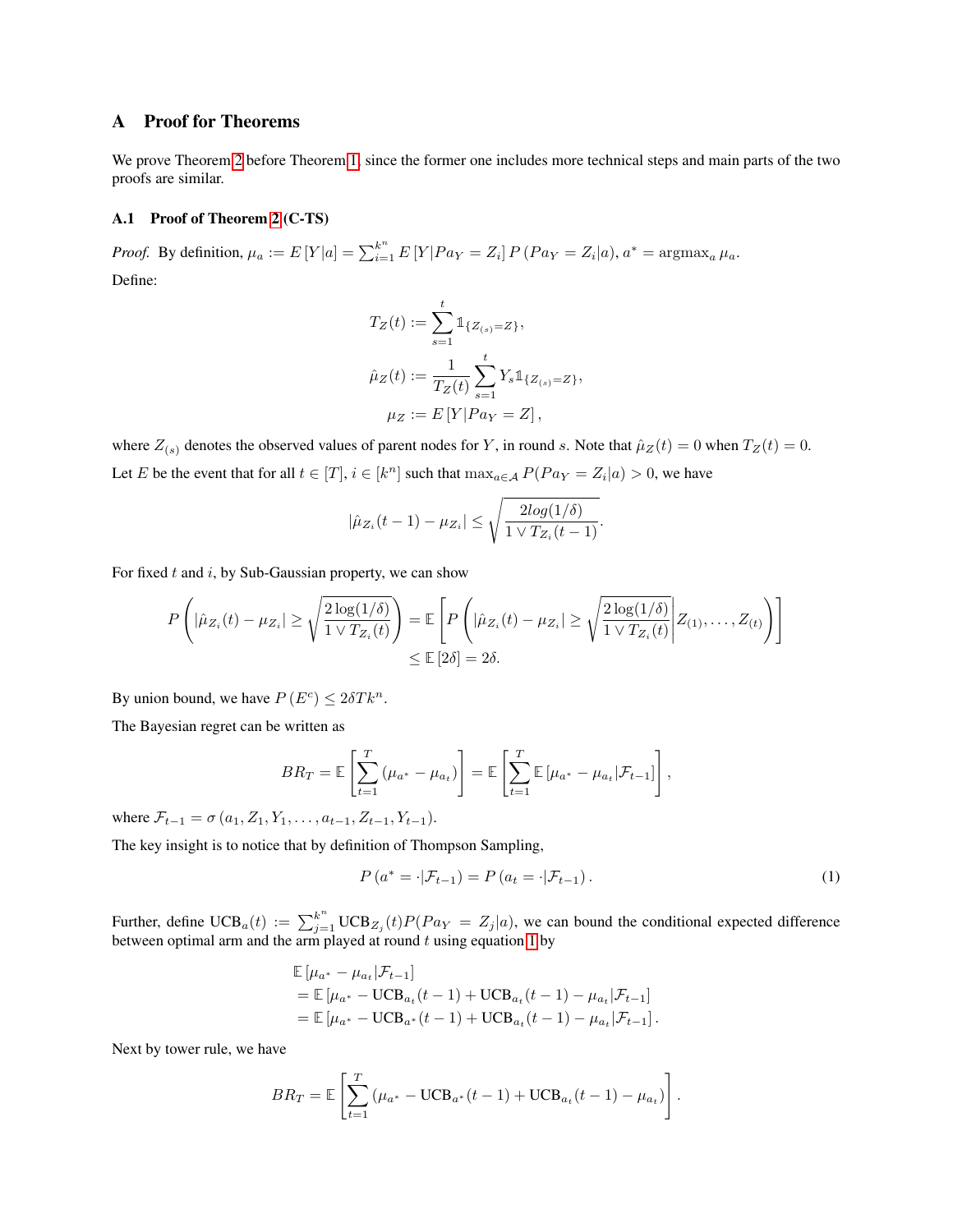# A Proof for Theorems

We prove Theorem 2 before Theorem 1, since the former one includes more technical steps and main parts of the two proofs are similar.

## A.1 Proof of Theorem 2 (C-TS)

*Proof.* By definition, $\mu_a := E\left[Y|a\right] = \sum_{i=1}^{k^n} E\left[Y|Pa_Y = Z_i\right] P\left(Pa_Y = Z_i|a\right)$, $a^* = \text{argmax}_a \, \mu_a$.

Define:

$$T_Z(t) := \sum_{s=1}^{t} \mathbb{1}_{\{Z_{(s)} = Z\}},$$

$$\hat{\mu}_Z(t) := \frac{1}{T_Z(t)} \sum_{s=1}^{t} Y_s \mathbb{1}_{\{Z_{(s)} = Z\}},$$

$$\mu_Z := E\left[Y|Pa_Y = Z\right],$$

where $Z_{(s)}$ denotes the observed values of parent nodes for $Y$, in round $s$. Note that $\hat{\mu}_Z(t) = 0$ when $T_Z(t) = 0$.

Let $E$ be the event that for all $t \in [T]$, $i \in [k^n]$ such that $\max_{a \in \mathcal{A}} P(Pa_Y = Z_i|a) > 0$, we have

$$|\hat{\mu}_{Z_i}(t-1) - \mu_{Z_i}| \leq \sqrt{\frac{2log(1/\delta)}{1 \vee T_{Z_i}(t-1)}}.$$

For fixed $t$ and $i$, by Sub-Gaussian property, we can show

$$P\left(|\hat{\mu}_{Z_i}(t) - \mu_{Z_i}| \geq \sqrt{\frac{2\log(1/\delta)}{1 \vee T_{Z_i}(t)}}\right) = \mathbb{E}\left[P\left(|\hat{\mu}_{Z_i}(t) - \mu_{Z_i}| \geq \sqrt{\frac{2\log(1/\delta)}{1 \vee T_{Z_i}(t)}} \middle| Z_{(1)}, \ldots, Z_{(t)}\right)\right]$$
$$\leq \mathbb{E}\left[2\delta\right] = 2\delta.$$

By union bound, we have $P\left(E^c\right) \leq 2\delta T k^n$.

The Bayesian regret can be written as

$$BR_T = \mathbb{E}\left[\sum_{t=1}^{T}\left(\mu_{a^*} - \mu_{a_t}\right)\right] = \mathbb{E}\left[\sum_{t=1}^{T}\mathbb{E}\left[\mu_{a^*} - \mu_{a_t}|\mathcal{F}_{t-1}\right]\right],$$

where $\mathcal{F}_{t-1} = \sigma\left(a_1, Z_1, Y_1, \ldots, a_{t-1}, Z_{t-1}, Y_{t-1}\right)$.

The key insight is to notice that by definition of Thompson Sampling,

$$P\left(a^* = \cdot|\mathcal{F}_{t-1}\right) = P\left(a_t = \cdot|\mathcal{F}_{t-1}\right). \tag{1}$$

Further, define $\text{UCB}_a(t) := \sum_{j=1}^{k^n} \text{UCB}_{Z_j}(t) P(Pa_Y = Z_j|a)$, we can bound the conditional expected difference between optimal arm and the arm played at round $t$ using equation 1 by

$$\begin{aligned}
&\mathbb{E}\left[\mu_{a^*} - \mu_{a_t}|\mathcal{F}_{t-1}\right] \\
&= \mathbb{E}\left[\mu_{a^*} - \text{UCB}_{a_t}(t-1) + \text{UCB}_{a_t}(t-1) - \mu_{a_t}|\mathcal{F}_{t-1}\right] \\
&= \mathbb{E}\left[\mu_{a^*} - \text{UCB}_{a^*}(t-1) + \text{UCB}_{a_t}(t-1) - \mu_{a_t}|\mathcal{F}_{t-1}\right].
\end{aligned}$$

Next by tower rule, we have

$$BR_T = \mathbb{E}\left[\sum_{t=1}^{T}\left(\mu_{a^*} - \text{UCB}_{a^*}(t-1) + \text{UCB}_{a_t}(t-1) - \mu_{a_t}\right)\right].$$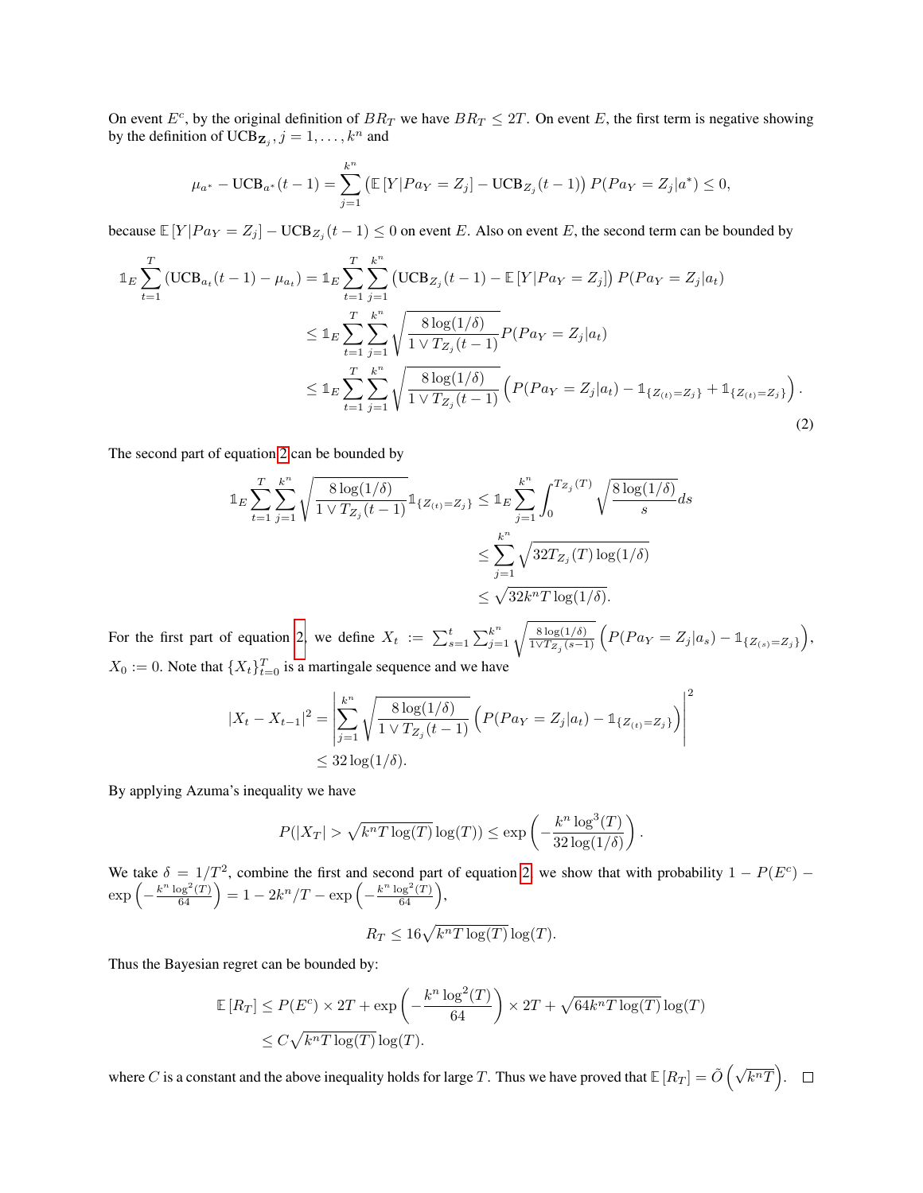On event $E^c$, by the original definition of $BR_T$ we have $BR_T \leq 2T$. On event $E$, the first term is negative showing by the definition of $\text{UCB}_{\mathbf{Z}_j}, j = 1, \ldots, k^n$ and

$$\mu_{a^*} - \text{UCB}_{a^*}(t-1) = \sum_{j=1}^{k^n} \left( \mathbb{E}\left[Y | Pa_Y = Z_j\right] - \text{UCB}_{Z_j}(t-1) \right) P(Pa_Y = Z_j | a^*) \leq 0,$$

because $\mathbb{E}\left[Y|Pa_Y = Z_j\right] - \text{UCB}_{Z_j}(t-1) \leq 0$ on event $E$. Also on event $E$, the second term can be bounded by

$$\begin{aligned}
\mathbb{1}_E \sum_{t=1}^{T} \left( \text{UCB}_{a_t}(t-1) - \mu_{a_t} \right) &= \mathbb{1}_E \sum_{t=1}^{T} \sum_{j=1}^{k^n} \left( \text{UCB}_{Z_j}(t-1) - \mathbb{E}\left[Y|Pa_Y = Z_j\right] \right) P(Pa_Y = Z_j | a_t) \\
&\leq \mathbb{1}_E \sum_{t=1}^{T} \sum_{j=1}^{k^n} \sqrt{\frac{8 \log(1/\delta)}{1 \vee T_{Z_j}(t-1)}} P(Pa_Y = Z_j | a_t) \\
&\leq \mathbb{1}_E \sum_{t=1}^{T} \sum_{j=1}^{k^n} \sqrt{\frac{8 \log(1/\delta)}{1 \vee T_{Z_j}(t-1)}} \left( P(Pa_Y = Z_j|a_t) - \mathbb{1}_{\{Z_{(t)} = Z_j\}} + \mathbb{1}_{\{Z_{(t)} = Z_j\}} \right).
\end{aligned} \tag{2}$$

The second part of equation 2 can be bounded by

$$\begin{aligned}
\mathbb{1}_E \sum_{t=1}^{T} \sum_{j=1}^{k^n} \sqrt{\frac{8 \log(1/\delta)}{1 \vee T_{Z_j}(t-1)}} \mathbb{1}_{\{Z_{(t)} = Z_j\}} &\leq \mathbb{1}_E \sum_{j=1}^{k^n} \int_0^{T_{Z_j}(T)} \sqrt{\frac{8 \log(1/\delta)}{s}} ds \\
&\leq \sum_{j=1}^{k^n} \sqrt{32 T_{Z_j}(T) \log(1/\delta)} \\
&\leq \sqrt{32 k^n T \log(1/\delta)}.
\end{aligned}$$

For the first part of equation 2, we define $X_t := \sum_{s=1}^{t} \sum_{j=1}^{k^n} \sqrt{\frac{8 \log(1/\delta)}{1 \vee T_{Z_j}(s-1)}} \left( P(Pa_Y = Z_j | a_s) - \mathbb{1}_{\{Z_{(s)} = Z_j\}} \right)$, $X_0 := 0$. Note that $\{X_t\}_{t=0}^T$ is a martingale sequence and we have

$$\begin{aligned}
|X_t - X_{t-1}|^2 &= \left| \sum_{j=1}^{k^n} \sqrt{\frac{8 \log(1/\delta)}{1 \vee T_{Z_j}(t-1)}} \left( P(Pa_Y = Z_j|a_t) - \mathbb{1}_{\{Z_{(t)} = Z_j\}} \right) \right|^2 \\
&\leq 32 \log(1/\delta).
\end{aligned}$$

By applying Azuma's inequality we have

$$P(|X_T| > \sqrt{k^n T \log(T)} \log(T)) \leq \exp\left( -\frac{k^n \log^3(T)}{32 \log(1/\delta)} \right).$$

We take $\delta = 1/T^2$, combine the first and second part of equation 2, we show that with probability $1 - P(E^c) - \exp\left(-\frac{k^n \log^2(T)}{64}\right) = 1 - 2k^n/T - \exp\left(-\frac{k^n \log^2(T)}{64}\right)$,

$$R_T \leq 16 \sqrt{k^n T \log(T)} \log(T).$$

Thus the Bayesian regret can be bounded by:

$$\begin{aligned}
\mathbb{E}\left[R_T\right] &\leq P(E^c) \times 2T + \exp\left(-\frac{k^n \log^2(T)}{64}\right) \times 2T + \sqrt{64 k^n T \log(T)} \log(T) \\
&\leq C \sqrt{k^n T \log(T)} \log(T).
\end{aligned}$$

where $C$ is a constant and the above inequality holds for large $T$. Thus we have proved that $\mathbb{E}\left[R_T\right] = \tilde{O}\left(\sqrt{k^n T}\right)$. $\square$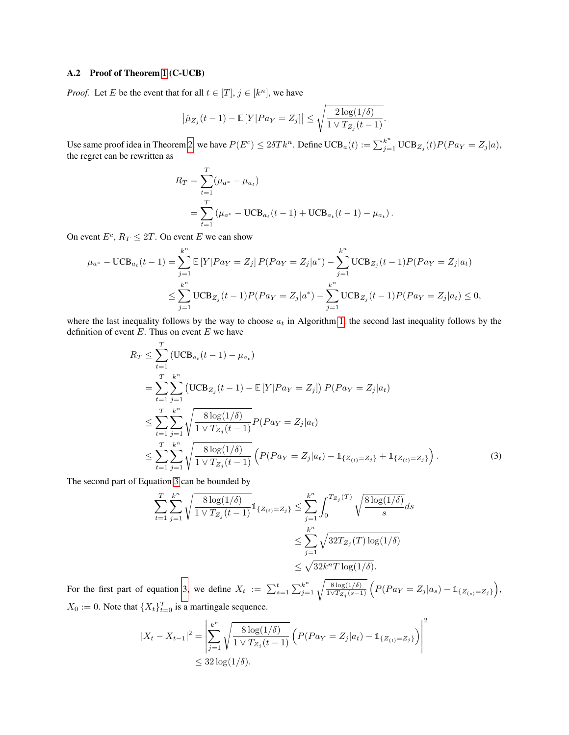### A.2 Proof of Theorem 1 (C-UCB)

*Proof.* Let $E$ be the event that for all $t \in [T]$, $j \in [k^n]$, we have

$$\left|\hat{\mu}_{Z_j}(t-1) - \mathbb{E}\left[Y|Pa_Y = Z_j\right]\right| \leq \sqrt{\frac{2\log(1/\delta)}{1 \vee T_{Z_j}(t-1)}}.$$

Use same proof idea in Theorem 2, we have $P(E^c) \leq 2\delta T k^n$. Define $\text{UCB}_a(t) := \sum_{j=1}^{k^n} \text{UCB}_{Z_j}(t) P(Pa_Y = Z_j|a)$, the regret can be rewritten as

$$\begin{aligned}
R_T &= \sum_{t=1}^{T} (\mu_{a^*} - \mu_{a_t}) \\
&= \sum_{t=1}^{T} \left(\mu_{a^*} - \text{UCB}_{a_t}(t-1) + \text{UCB}_{a_t}(t-1) - \mu_{a_t}\right).
\end{aligned}$$

On event $E^c$, $R_T \leq 2T$. On event $E$ we can show

$$\begin{aligned}
\mu_{a^*} - \text{UCB}_{a_t}(t-1) &= \sum_{j=1}^{k^n} \mathbb{E}\left[Y|Pa_Y = Z_j\right] P(Pa_Y = Z_j|a^*) - \sum_{j=1}^{k^n} \text{UCB}_{Z_j}(t-1) P(Pa_Y = Z_j|a_t) \\
&\leq \sum_{j=1}^{k^n} \text{UCB}_{Z_j}(t-1) P(Pa_Y = Z_j|a^*) - \sum_{j=1}^{k^n} \text{UCB}_{Z_j}(t-1) P(Pa_Y = Z_j|a_t) \leq 0,
\end{aligned}$$

where the last inequality follows by the way to choose $a_t$ in Algorithm 1, the second last inequality follows by the definition of event $E$. Thus on event $E$ we have

$$\begin{aligned}
R_T &\leq \sum_{t=1}^{T} \left(\text{UCB}_{a_t}(t-1) - \mu_{a_t}\right) \\
&= \sum_{t=1}^{T} \sum_{j=1}^{k^n} \left(\text{UCB}_{Z_j}(t-1) - \mathbb{E}\left[Y|Pa_Y = Z_j\right]\right) P(Pa_Y = Z_j|a_t) \\
&\leq \sum_{t=1}^{T} \sum_{j=1}^{k^n} \sqrt{\frac{8\log(1/\delta)}{1 \vee T_{Z_j}(t-1)}} P(Pa_Y = Z_j|a_t) \\
&\leq \sum_{t=1}^{T} \sum_{j=1}^{k^n} \sqrt{\frac{8\log(1/\delta)}{1 \vee T_{Z_j}(t-1)}} \left(P(Pa_Y = Z_j|a_t) - \mathbb{1}_{\{Z_{(t)} = Z_j\}} + \mathbb{1}_{\{Z_{(t)} = Z_j\}}\right).
\end{aligned} \tag{3}$$

The second part of Equation 3 can be bounded by

$$\begin{aligned}
\sum_{t=1}^{T} \sum_{j=1}^{k^n} \sqrt{\frac{8\log(1/\delta)}{1 \vee T_{Z_j}(t-1)}} \mathbb{1}_{\{Z_{(t)} = Z_j\}} &\leq \sum_{j=1}^{k^n} \int_0^{T_{Z_j}(T)} \sqrt{\frac{8\log(1/\delta)}{s}} ds \\
&\leq \sum_{j=1}^{k^n} \sqrt{32 T_{Z_j}(T) \log(1/\delta)} \\
&\leq \sqrt{32 k^n T \log(1/\delta)}.
\end{aligned}$$

For the first part of equation 3, we define $X_t := \sum_{s=1}^{t} \sum_{j=1}^{k^n} \sqrt{\frac{8\log(1/\delta)}{1 \vee T_{Z_j}(s-1)}} \left(P(Pa_Y = Z_j|a_s) - \mathbb{1}_{\{Z_{(s)} = Z_j\}}\right)$, $X_0 := 0$. Note that $\{X_t\}_{t=0}^{T}$ is a martingale sequence.

$$\begin{aligned}
|X_t - X_{t-1}|^2 &= \left|\sum_{j=1}^{k^n} \sqrt{\frac{8\log(1/\delta)}{1 \vee T_{Z_j}(t-1)}} \left(P(Pa_Y = Z_j|a_t) - \mathbb{1}_{\{Z_{(t)} = Z_j\}}\right)\right|^2 \\
&\leq 32\log(1/\delta).
\end{aligned}$$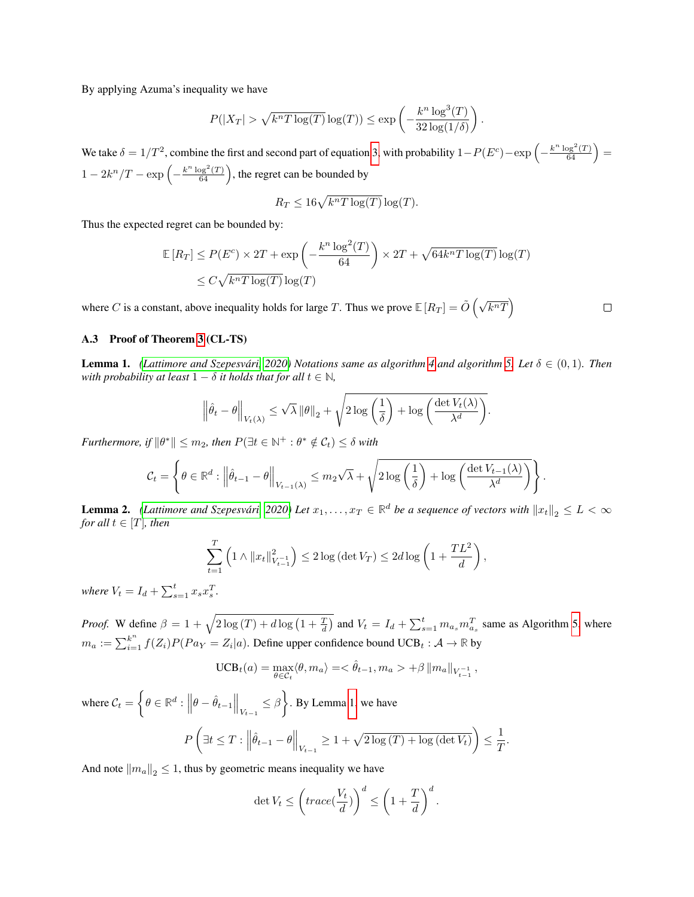By applying Azuma's inequality we have

$$P(|X_T| > \sqrt{k^n T \log(T)} \log(T)) \leq \exp\left(-\frac{k^n \log^3(T)}{32 \log(1/\delta)}\right).$$

We take $\delta = 1/T^2$, combine the first and second part of equation 3, with probability $1 - P(E^c) - \exp\left(-\frac{k^n \log^2(T)}{64}\right) = 1 - 2k^n/T - \exp\left(-\frac{k^n \log^2(T)}{64}\right)$, the regret can be bounded by

$$R_T \leq 16\sqrt{k^n T \log(T)} \log(T).$$

Thus the expected regret can be bounded by:

$$\begin{aligned}
\mathbb{E}[R_T] &\leq P(E^c) \times 2T + \exp\left(-\frac{k^n \log^2(T)}{64}\right) \times 2T + \sqrt{64 k^n T \log(T)} \log(T) \\
&\leq C\sqrt{k^n T \log(T)} \log(T)
\end{aligned}$$

where $C$ is a constant, above inequality holds for large $T$. Thus we prove $\mathbb{E}[R_T] = \tilde{O}\left(\sqrt{k^n T}\right)$ □

### A.3 Proof of Theorem 3 (CL-TS)

**Lemma 1.** *(Lattimore and Szepesvári, 2020) Notations same as algorithm 4 and algorithm 5. Let $\delta \in (0, 1)$. Then with probability at least $1 - \delta$ it holds that for all $t \in \mathbb{N}$,*

$$\left\|\hat{\theta}_t - \theta\right\|_{V_t(\lambda)} \leq \sqrt{\lambda} \|\theta\|_2 + \sqrt{2\log\left(\frac{1}{\delta}\right) + \log\left(\frac{\det V_t(\lambda)}{\lambda^d}\right)}.$$

*Furthermore, if $\|\theta^*\| \leq m_2$, then $P(\exists t \in \mathbb{N}^+ : \theta^* \notin \mathcal{C}_t) \leq \delta$ with*

$$\mathcal{C}_t = \left\{\theta \in \mathbb{R}^d : \left\|\hat{\theta}_{t-1} - \theta\right\|_{V_{t-1}(\lambda)} \leq m_2\sqrt{\lambda} + \sqrt{2\log\left(\frac{1}{\delta}\right) + \log\left(\frac{\det V_{t-1}(\lambda)}{\lambda^d}\right)}\right\}.$$

**Lemma 2.** *(Lattimore and Szepesvári, 2020) Let $x_1, \ldots, x_T \in \mathbb{R}^d$ be a sequence of vectors with $\|x_t\|_2 \leq L < \infty$ for all $t \in [T]$, then*

$$\sum_{t=1}^{T} \left(1 \wedge \|x_t\|^2_{V_{t-1}^{-1}}\right) \leq 2\log(\det V_T) \leq 2d \log\left(1 + \frac{TL^2}{d}\right),$$

*where $V_t = I_d + \sum_{s=1}^{t} x_s x_s^T$.*

*Proof.* W define $\beta = 1 + \sqrt{2\log(T) + d\log\left(1 + \frac{T}{d}\right)}$ and $V_t = I_d + \sum_{s=1}^{t} m_{a_s} m_{a_s}^T$ same as Algorithm 5, where $m_a := \sum_{i=1}^{k^n} f(Z_i) P(Pa_Y = Z_i | a)$. Define upper confidence bound $\text{UCB}_t : \mathcal{A} \to \mathbb{R}$ by

$$\text{UCB}_t(a) = \max_{\theta \in \mathcal{C}_t} \langle \theta, m_a \rangle = < \hat{\theta}_{t-1}, m_a > + \beta \|m_a\|_{V_{t-1}^{-1}},$$

where $\mathcal{C}_t = \left\{\theta \in \mathbb{R}^d : \left\|\theta - \hat{\theta}_{t-1}\right\|_{V_{t-1}} \leq \beta\right\}$. By Lemma 1, we have

$$P\left(\exists t \leq T : \left\|\hat{\theta}_{t-1} - \theta\right\|_{V_{t-1}} \geq 1 + \sqrt{2\log(T) + \log(\det V_t)}\right) \leq \frac{1}{T}.$$

And note $\|m_a\|_2 \leq 1$, thus by geometric means inequality we have

$$\det V_t \leq \left(trace(\frac{V_t}{d})\right)^d \leq \left(1 + \frac{T}{d}\right)^d.$$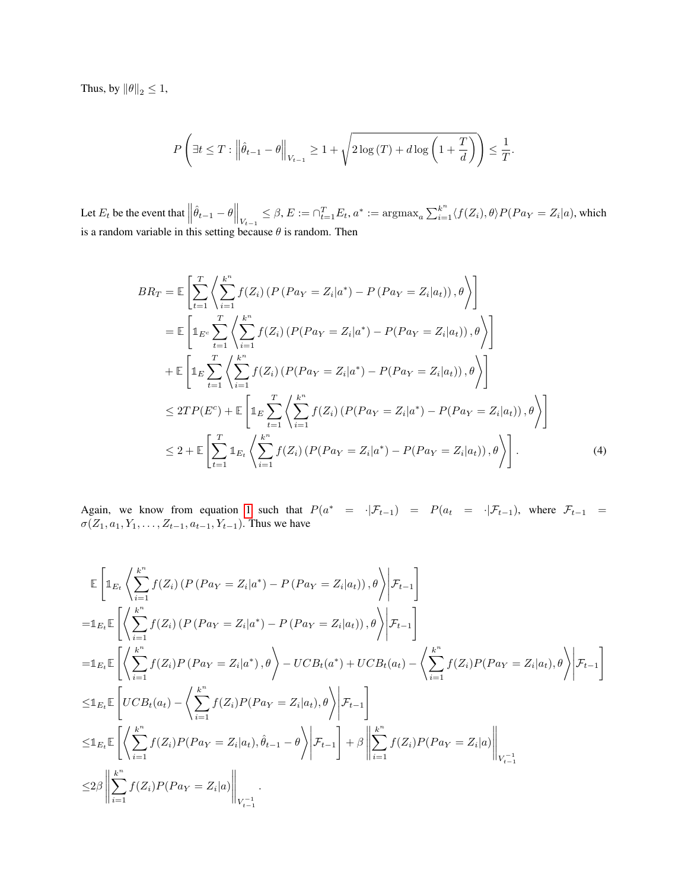Thus, by $\|\theta\|_2 \leq 1$,

$$P\left(\exists t \leq T : \left\|\hat{\theta}_{t-1} - \theta\right\|_{V_{t-1}} \geq 1 + \sqrt{2\log(T) + d\log\left(1 + \frac{T}{d}\right)}\right) \leq \frac{1}{T}.$$

Let $E_t$ be the event that $\left\|\hat{\theta}_{t-1} - \theta\right\|_{V_{t-1}} \leq \beta$, $E := \cap_{t=1}^{T} E_t$, $a^* := \operatorname{argmax}_a \sum_{i=1}^{k^n} \langle f(Z_i), \theta\rangle P(Pa_Y = Z_i|a)$, which is a random variable in this setting because $\theta$ is random. Then

$$\begin{aligned}
BR_T &= \mathbb{E}\left[\sum_{t=1}^{T}\left\langle \sum_{i=1}^{k^n} f(Z_i)\left(P\left(Pa_Y = Z_i|a^*\right) - P\left(Pa_Y = Z_i|a_t\right)\right), \theta\right\rangle\right] \\
&= \mathbb{E}\left[\mathbb{1}_{E^c}\sum_{t=1}^{T}\left\langle \sum_{i=1}^{k^n} f(Z_i)\left(P(Pa_Y = Z_i|a^*) - P(Pa_Y = Z_i|a_t)\right), \theta\right\rangle\right] \\
&+ \mathbb{E}\left[\mathbb{1}_{E}\sum_{t=1}^{T}\left\langle \sum_{i=1}^{k^n} f(Z_i)\left(P(Pa_Y = Z_i|a^*) - P(Pa_Y = Z_i|a_t)\right), \theta\right\rangle\right] \\
&\leq 2TP(E^c) + \mathbb{E}\left[\mathbb{1}_{E}\sum_{t=1}^{T}\left\langle \sum_{i=1}^{k^n} f(Z_i)\left(P(Pa_Y = Z_i|a^*) - P(Pa_Y = Z_i|a_t)\right), \theta\right\rangle\right] \\
&\leq 2 + \mathbb{E}\left[\sum_{t=1}^{T}\mathbb{1}_{E_t}\left\langle \sum_{i=1}^{k^n} f(Z_i)\left(P(Pa_Y = Z_i|a^*) - P(Pa_Y = Z_i|a_t)\right), \theta\right\rangle\right]. \qquad (4)
\end{aligned}$$

Again, we know from equation 1 such that $P(a^* = \cdot|\mathcal{F}_{t-1}) = P(a_t = \cdot|\mathcal{F}_{t-1})$, where $\mathcal{F}_{t-1} = \sigma(Z_1, a_1, Y_1, \ldots, Z_{t-1}, a_{t-1}, Y_{t-1})$. Thus we have

$$\begin{aligned}
&\mathbb{E}\left[\mathbb{1}_{E_t}\left\langle \sum_{i=1}^{k^n} f(Z_i)\left(P\left(Pa_Y = Z_i|a^*\right) - P\left(Pa_Y = Z_i|a_t\right)\right), \theta\right\rangle\middle|\mathcal{F}_{t-1}\right] \\
=&\mathbb{1}_{E_t}\mathbb{E}\left[\left\langle \sum_{i=1}^{k^n} f(Z_i)\left(P\left(Pa_Y = Z_i|a^*\right) - P\left(Pa_Y = Z_i|a_t\right)\right), \theta\right\rangle\middle|\mathcal{F}_{t-1}\right] \\
=&\mathbb{1}_{E_t}\mathbb{E}\left[\left\langle \sum_{i=1}^{k^n} f(Z_i)P\left(Pa_Y = Z_i|a^*\right), \theta\right\rangle - UCB_t(a^*) + UCB_t(a_t) - \left\langle \sum_{i=1}^{k^n} f(Z_i)P(Pa_Y = Z_i|a_t), \theta\right\rangle\middle|\mathcal{F}_{t-1}\right] \\
\leq&\mathbb{1}_{E_t}\mathbb{E}\left[UCB_t(a_t) - \left\langle \sum_{i=1}^{k^n} f(Z_i)P(Pa_Y = Z_i|a_t), \theta\right\rangle\middle|\mathcal{F}_{t-1}\right] \\
\leq&\mathbb{1}_{E_t}\mathbb{E}\left[\left\langle \sum_{i=1}^{k^n} f(Z_i)P(Pa_Y = Z_i|a_t), \hat{\theta}_{t-1} - \theta\right\rangle\middle|\mathcal{F}_{t-1}\right] + \beta\left\|\sum_{i=1}^{k^n} f(Z_i)P(Pa_Y = Z_i|a)\right\|_{V_{t-1}^{-1}} \\
\leq&2\beta\left\|\sum_{i=1}^{k^n} f(Z_i)P(Pa_Y = Z_i|a)\right\|_{V_{t-1}^{-1}}.
\end{aligned}$$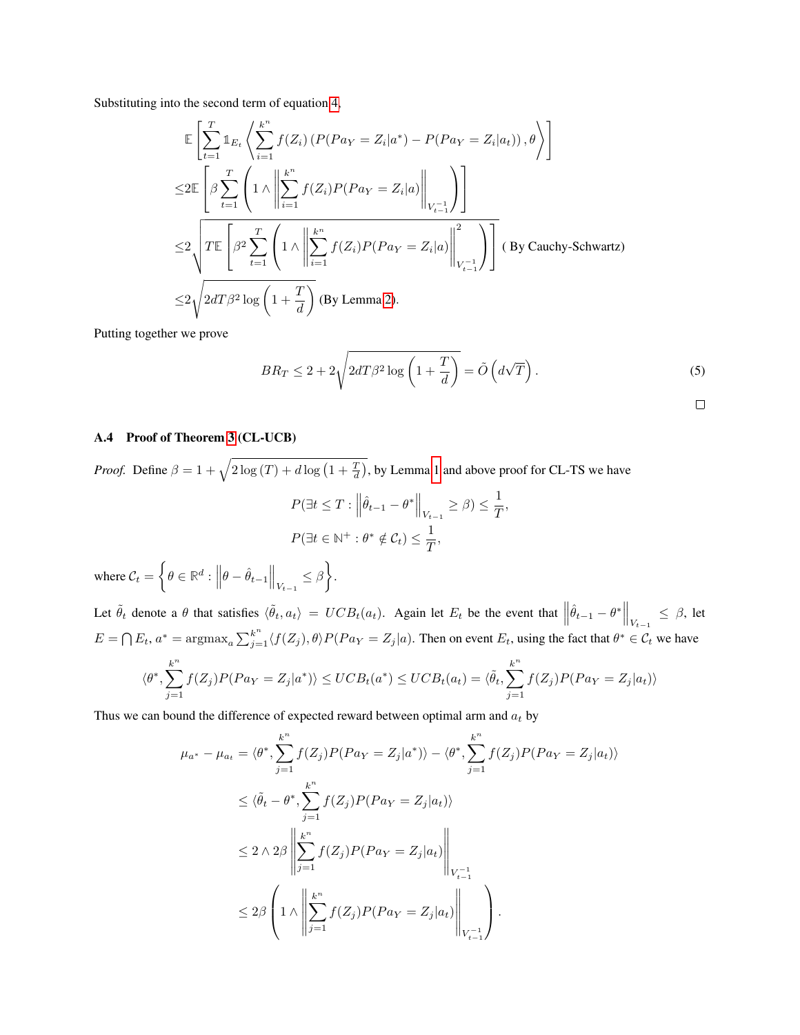Substituting into the second term of equation 4,

$$
\begin{aligned}
&\mathbb{E}\left[\sum_{t=1}^{T}\mathbb{1}_{E_t}\left\langle\sum_{i=1}^{k^n} f(Z_i)\left(P(Pa_Y=Z_i|a^*)-P(Pa_Y=Z_i|a_t)\right),\theta\right\rangle\right]\\
\le&2\mathbb{E}\left[\beta\sum_{t=1}^{T}\left(1\wedge\left\|\sum_{i=1}^{k^n} f(Z_i)P(Pa_Y=Z_i|a)\right\|_{V_{t-1}^{-1}}\right)\right]\\
\le&2\sqrt{T\mathbb{E}\left[\beta^2\sum_{t=1}^{T}\left(1\wedge\left\|\sum_{i=1}^{k^n} f(Z_i)P(Pa_Y=Z_i|a)\right\|^2_{V_{t-1}^{-1}}\right)\right]}\quad\text{( By Cauchy-Schwartz)}\\
\le&2\sqrt{2dT\beta^2\log\left(1+\frac{T}{d}\right)}\quad\text{(By Lemma 2).}
\end{aligned}
$$

Putting together we prove

$$
BR_T\le 2+2\sqrt{2dT\beta^2\log\left(1+\frac{T}{d}\right)}=\tilde{O}\left(d\sqrt{T}\right). \tag{5}
$$

□

### A.4 Proof of Theorem 3 (CL-UCB)

*Proof.* Define $\beta=1+\sqrt{2\log(T)+d\log\left(1+\frac{T}{d}\right)}$, by Lemma 1 and above proof for CL-TS we have

$$
P(\exists t\le T:\left\|\hat{\theta}_{t-1}-\theta^*\right\|_{V_{t-1}}\ge\beta)\le\frac{1}{T},
$$

$$
P(\exists t\in\mathbb{N}^+:\theta^*\notin\mathcal{C}_t)\le\frac{1}{T},
$$

where $\mathcal{C}_t=\left\{\theta\in\mathbb{R}^d:\left\|\theta-\hat{\theta}_{t-1}\right\|_{V_{t-1}}\le\beta\right\}$.

Let $\tilde{\theta}_t$ denote a $\theta$ that satisfies $\langle\tilde{\theta}_t,a_t\rangle=UCB_t(a_t)$. Again let $E_t$ be the event that $\left\|\hat{\theta}_{t-1}-\theta^*\right\|_{V_{t-1}}\le\beta$, let $E=\bigcap E_t$, $a^*=\text{argmax}_a\sum_{j=1}^{k^n}\langle f(Z_j),\theta\rangle P(Pa_Y=Z_j|a)$. Then on event $E_t$, using the fact that $\theta^*\in\mathcal{C}_t$ we have

$$
\langle\theta^*,\sum_{j=1}^{k^n} f(Z_j)P(Pa_Y=Z_j|a^*)\rangle\le UCB_t(a^*)\le UCB_t(a_t)=\langle\tilde{\theta}_t,\sum_{j=1}^{k^n} f(Z_j)P(Pa_Y=Z_j|a_t)\rangle
$$

Thus we can bound the difference of expected reward between optimal arm and $a_t$ by

$$
\begin{aligned}
\mu_{a^*}-\mu_{a_t}&=\langle\theta^*,\sum_{j=1}^{k^n} f(Z_j)P(Pa_Y=Z_j|a^*)\rangle-\langle\theta^*,\sum_{j=1}^{k^n} f(Z_j)P(Pa_Y=Z_j|a_t)\rangle\\
&\le\langle\tilde{\theta}_t-\theta^*,\sum_{j=1}^{k^n} f(Z_j)P(Pa_Y=Z_j|a_t)\rangle\\
&\le 2\wedge 2\beta\left\|\sum_{j=1}^{k^n} f(Z_j)P(Pa_Y=Z_j|a_t)\right\|_{V_{t-1}^{-1}}\\
&\le 2\beta\left(1\wedge\left\|\sum_{j=1}^{k^n} f(Z_j)P(Pa_Y=Z_j|a_t)\right\|_{V_{t-1}^{-1}}\right).
\end{aligned}
$$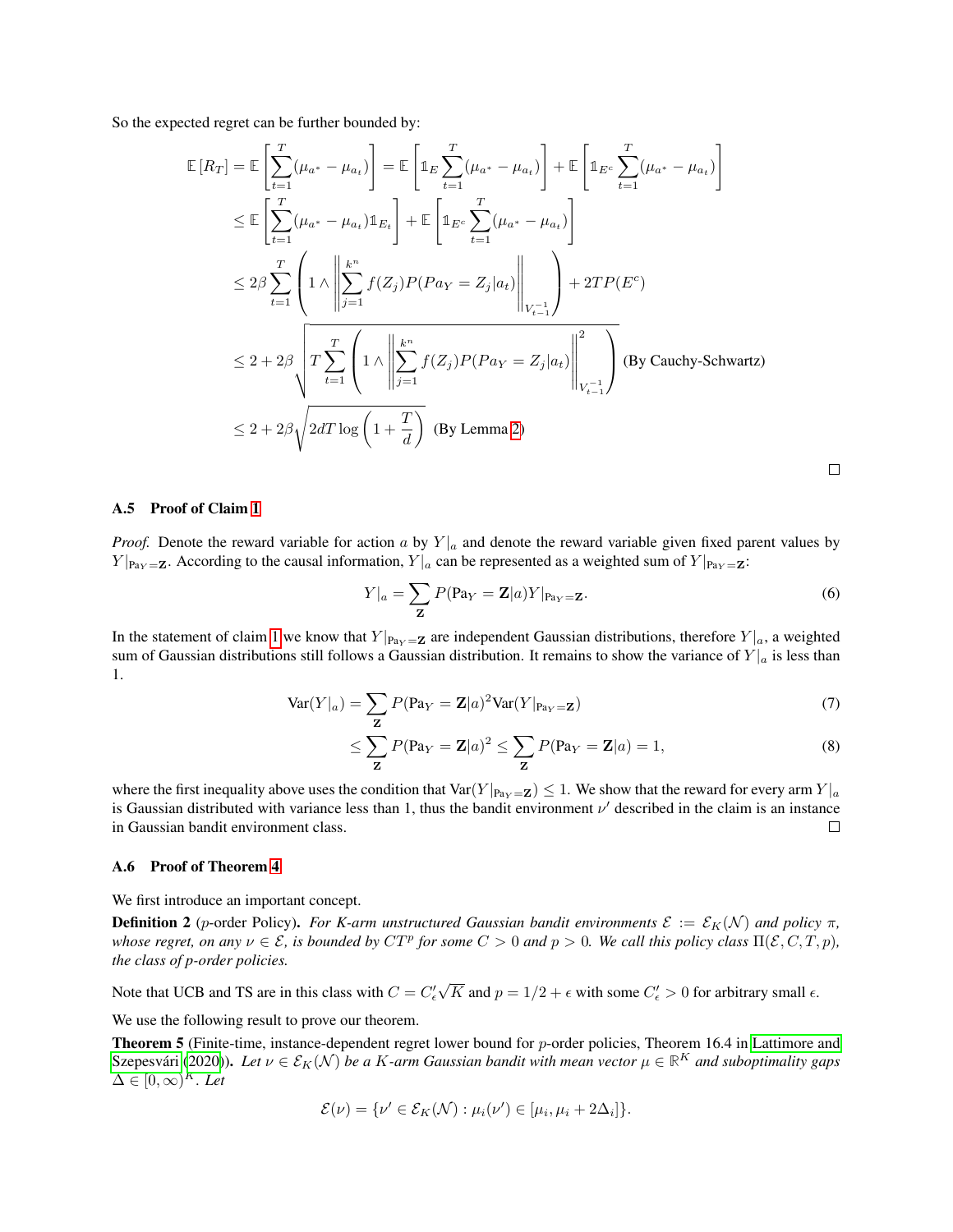So the expected regret can be further bounded by:

$$
\begin{aligned}
\mathbb{E}\left[R_T\right] &= \mathbb{E}\left[\sum_{t=1}^{T}(\mu_{a^*} - \mu_{a_t})\right] = \mathbb{E}\left[\mathbb{1}_E \sum_{t=1}^{T}(\mu_{a^*} - \mu_{a_t})\right] + \mathbb{E}\left[\mathbb{1}_{E^c} \sum_{t=1}^{T}(\mu_{a^*} - \mu_{a_t})\right] \\
&\leq \mathbb{E}\left[\sum_{t=1}^{T}(\mu_{a^*} - \mu_{a_t})\mathbb{1}_{E_t}\right] + \mathbb{E}\left[\mathbb{1}_{E^c} \sum_{t=1}^{T}(\mu_{a^*} - \mu_{a_t})\right] \\
&\leq 2\beta \sum_{t=1}^{T}\left(1 \wedge \left\| \sum_{j=1}^{k^n} f(Z_j) P(Pa_Y = Z_j | a_t) \right\|_{V_{t-1}^{-1}}\right) + 2TP(E^c) \\
&\leq 2 + 2\beta \sqrt{T \sum_{t=1}^{T}\left(1 \wedge \left\| \sum_{j=1}^{k^n} f(Z_j) P(Pa_Y = Z_j | a_t) \right\|^2_{V_{t-1}^{-1}}\right)} \text{ (By Cauchy-Schwartz)} \\
&\leq 2 + 2\beta \sqrt{2dT \log\left(1 + \frac{T}{d}\right)} \text{ (By Lemma 2)}
\end{aligned}
$$

□

### A.5 Proof of Claim 1

*Proof.* Denote the reward variable for action $a$ by $Y|_a$ and denote the reward variable given fixed parent values by $Y|_{\text{Pa}_Y=\mathbf{Z}}$. According to the causal information, $Y|_a$ can be represented as a weighted sum of $Y|_{\text{Pa}_Y=\mathbf{Z}}$:

$$
Y|_a = \sum_{\mathbf{Z}} P(\text{Pa}_Y = \mathbf{Z}|a) Y|_{\text{Pa}_Y=\mathbf{Z}}. \tag{6}
$$

In the statement of claim 1 we know that $Y|_{\text{Pa}_Y=\mathbf{Z}}$ are independent Gaussian distributions, therefore $Y|_a$, a weighted sum of Gaussian distributions still follows a Gaussian distribution. It remains to show the variance of $Y|_a$ is less than 1.

$$
\begin{aligned}
\text{Var}(Y|_a) &= \sum_{\mathbf{Z}} P(\text{Pa}_Y = \mathbf{Z}|a)^2 \text{Var}(Y|_{\text{Pa}_Y=\mathbf{Z}}) &(7)\\
&\leq \sum_{\mathbf{Z}} P(\text{Pa}_Y = \mathbf{Z}|a)^2 \leq \sum_{\mathbf{Z}} P(\text{Pa}_Y = \mathbf{Z}|a) = 1, &(8)
\end{aligned}
$$

where the first inequality above uses the condition that $\text{Var}(Y|_{\text{Pa}_Y=\mathbf{Z}}) \leq 1$. We show that the reward for every arm $Y|_a$ is Gaussian distributed with variance less than 1, thus the bandit environment $\nu'$ described in the claim is an instance in Gaussian bandit environment class. □

### A.6 Proof of Theorem 4

We first introduce an important concept.

**Definition 2** ($p$-order Policy). *For K-arm unstructured Gaussian bandit environments $\mathcal{E} := \mathcal{E}_K(\mathcal{N})$ and policy $\pi$, whose regret, on any $\nu \in \mathcal{E}$, is bounded by $CT^p$ for some $C > 0$ and $p > 0$. We call this policy class $\Pi(\mathcal{E}, C, T, p)$, the class of $p$-order policies.*

Note that UCB and TS are in this class with $C = C'_\epsilon \sqrt{K}$ and $p = 1/2 + \epsilon$ with some $C'_\epsilon > 0$ for arbitrary small $\epsilon$.

We use the following result to prove our theorem.

**Theorem 5** (Finite-time, instance-dependent regret lower bound for $p$-order policies, Theorem 16.4 in Lattimore and Szepesvári (2020)). *Let $\nu \in \mathcal{E}_K(\mathcal{N})$ be a K-arm Gaussian bandit with mean vector $\mu \in \mathbb{R}^K$ and suboptimality gaps $\Delta \in [0, \infty)^K$. Let*

$$
\mathcal{E}(\nu) = \{\nu' \in \mathcal{E}_K(\mathcal{N}) : \mu_i(\nu') \in [\mu_i, \mu_i + 2\Delta_i]\}.
$$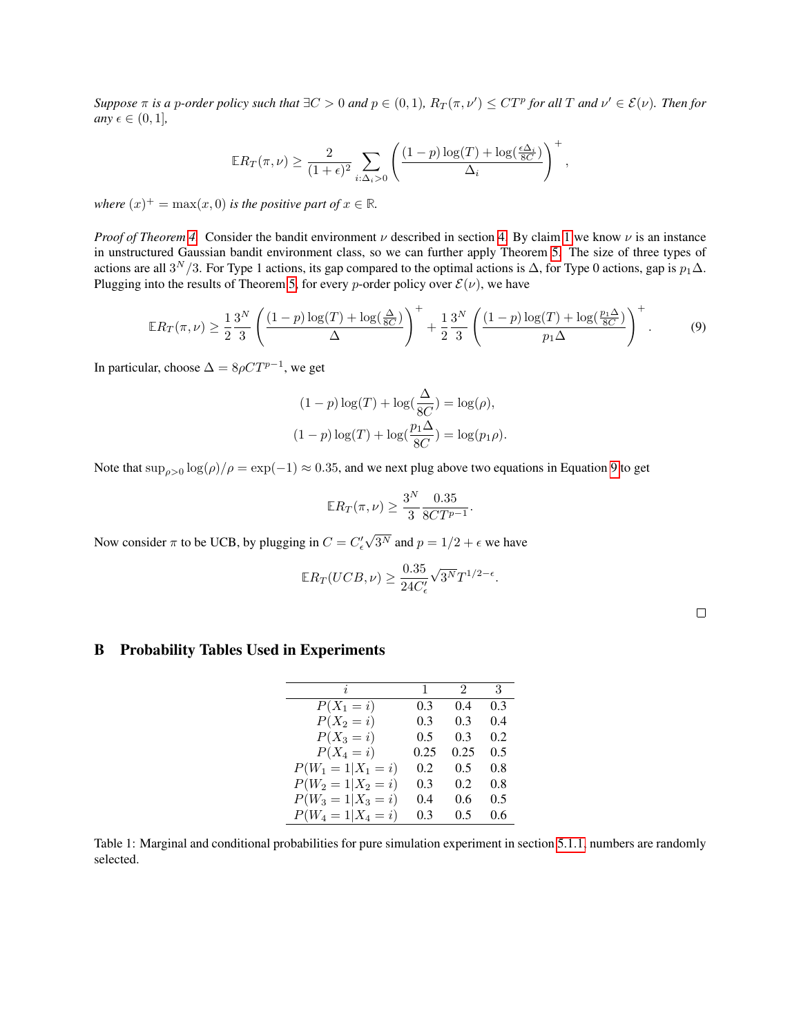*Suppose $\pi$ is a $p$-order policy such that $\exists C > 0$ and $p \in (0, 1)$, $R_T(\pi, \nu') \le CT^p$ for all $T$ and $\nu' \in \mathcal{E}(\nu)$. Then for any $\epsilon \in (0, 1]$,*

$$\mathbb{E}R_T(\pi, \nu) \ge \frac{2}{(1+\epsilon)^2} \sum_{i:\Delta_i > 0} \left( \frac{(1-p)\log(T) + \log(\frac{\epsilon \Delta_i}{8C})}{\Delta_i} \right)^+,$$

*where $(x)^+ = \max(x, 0)$ is the positive part of $x \in \mathbb{R}$.*

*Proof of Theorem 4.* Consider the bandit environment $\nu$ described in section 4. By claim 1 we know $\nu$ is an instance in unstructured Gaussian bandit environment class, so we can further apply Theorem 5. The size of three types of actions are all $3^N/3$. For Type 1 actions, its gap compared to the optimal actions is $\Delta$, for Type 0 actions, gap is $p_1\Delta$. Plugging into the results of Theorem 5, for every $p$-order policy over $\mathcal{E}(\nu)$, we have

$$\mathbb{E}R_T(\pi, \nu) \ge \frac{1}{2}\frac{3^N}{3} \left( \frac{(1-p)\log(T) + \log(\frac{\Delta}{8C})}{\Delta} \right)^+ + \frac{1}{2}\frac{3^N}{3} \left( \frac{(1-p)\log(T) + \log(\frac{p_1\Delta}{8C})}{p_1\Delta} \right)^+. \tag{9}$$

In particular, choose $\Delta = 8\rho CT^{p-1}$, we get

$$(1-p)\log(T) + \log(\frac{\Delta}{8C}) = \log(\rho),$$
$$(1-p)\log(T) + \log(\frac{p_1\Delta}{8C}) = \log(p_1\rho).$$

Note that $\sup_{\rho > 0} \log(\rho)/\rho = \exp(-1) \approx 0.35$, and we next plug above two equations in Equation 9 to get

$$\mathbb{E}R_T(\pi, \nu) \ge \frac{3^N}{3} \frac{0.35}{8CT^{p-1}}.$$

Now consider $\pi$ to be UCB, by plugging in $C = C'_\epsilon \sqrt{3^N}$ and $p = 1/2 + \epsilon$ we have

$$\mathbb{E}R_T(UCB, \nu) \ge \frac{0.35}{24C'_\epsilon} \sqrt{3^N} T^{1/2-\epsilon}.$$

□

# B Probability Tables Used in Experiments

| $i$ | 1 | 2 | 3 |
|---|---|---|---|
| $P(X_1 = i)$ | 0.3 | 0.4 | 0.3 |
| $P(X_2 = i)$ | 0.3 | 0.3 | 0.4 |
| $P(X_3 = i)$ | 0.5 | 0.3 | 0.2 |
| $P(X_4 = i)$ | 0.25 | 0.25 | 0.5 |
| $P(W_1 = 1 \mid X_1 = i)$ | 0.2 | 0.5 | 0.8 |
| $P(W_2 = 1 \mid X_2 = i)$ | 0.3 | 0.2 | 0.8 |
| $P(W_3 = 1 \mid X_3 = i)$ | 0.4 | 0.6 | 0.5 |
| $P(W_4 = 1 \mid X_4 = i)$ | 0.3 | 0.5 | 0.6 |

Table 1: Marginal and conditional probabilities for pure simulation experiment in section 5.1.1, numbers are randomly selected.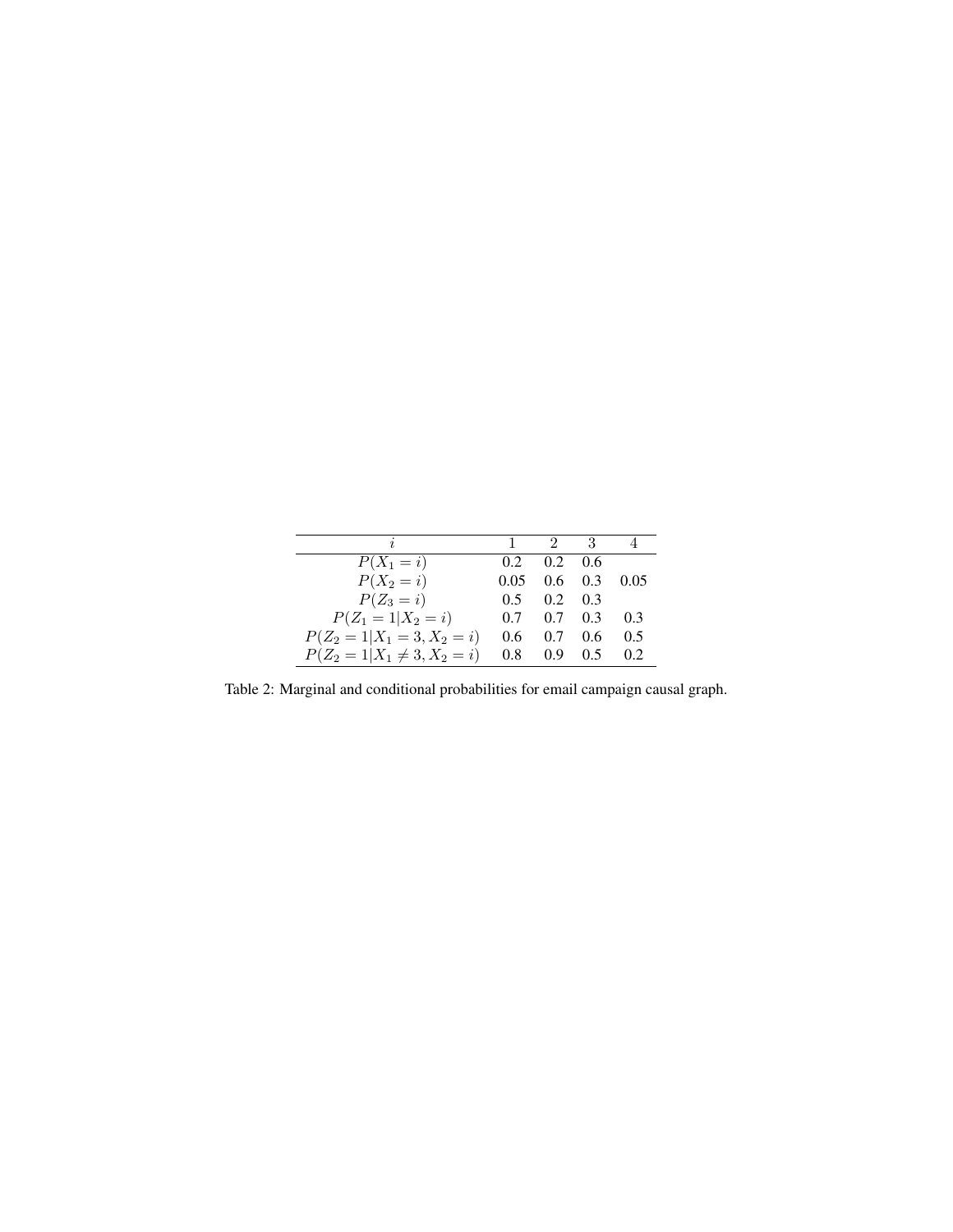| $i$ | 1 | 2 | 3 | 4 |
|---|---|---|---|---|
| $P(X_1 = i)$ | 0.2 | 0.2 | 0.6 | |
| $P(X_2 = i)$ | 0.05 | 0.6 | 0.3 | 0.05 |
| $P(Z_3 = i)$ | 0.5 | 0.2 | 0.3 | |
| $P(Z_1 = 1 \mid X_2 = i)$ | 0.7 | 0.7 | 0.3 | 0.3 |
| $P(Z_2 = 1 \mid X_1 = 3, X_2 = i)$ | 0.6 | 0.7 | 0.6 | 0.5 |
| $P(Z_2 = 1 \mid X_1 \neq 3, X_2 = i)$ | 0.8 | 0.9 | 0.5 | 0.2 |

Table 2: Marginal and conditional probabilities for email campaign causal graph.